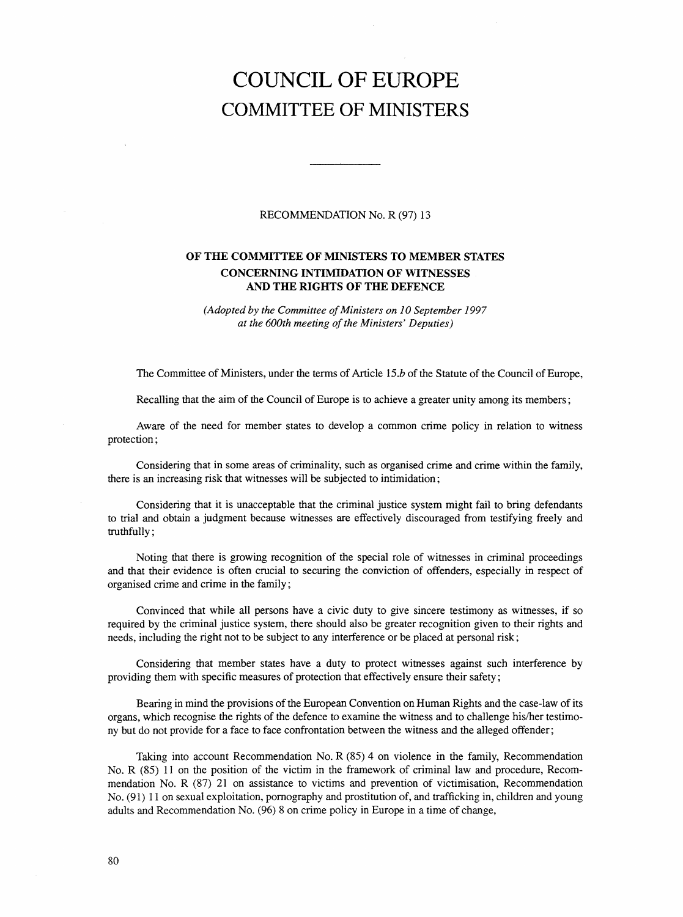# COUNCIL OF EUROPE
## COMMITTEE OF MINISTERS

---

RECOMMENDATION No. R (97) 13

### OF THE COMMITTEE OF MINISTERS TO MEMBER STATES CONCERNING INTIMIDATION OF WITNESSES AND THE RIGHTS OF THE DEFENCE

*(Adopted by the Committee of Ministers on 10 September 1997 at the 600th meeting of the Ministers' Deputies)*

The Committee of Ministers, under the terms of Article 15.*b* of the Statute of the Council of Europe,

Recalling that the aim of the Council of Europe is to achieve a greater unity among its members;

Aware of the need for member states to develop a common crime policy in relation to witness protection;

Considering that in some areas of criminality, such as organised crime and crime within the family, there is an increasing risk that witnesses will be subjected to intimidation;

Considering that it is unacceptable that the criminal justice system might fail to bring defendants to trial and obtain a judgment because witnesses are effectively discouraged from testifying freely and truthfully;

Noting that there is growing recognition of the special role of witnesses in criminal proceedings and that their evidence is often crucial to securing the conviction of offenders, especially in respect of organised crime and crime in the family;

Convinced that while all persons have a civic duty to give sincere testimony as witnesses, if so required by the criminal justice system, there should also be greater recognition given to their rights and needs, including the right not to be subject to any interference or be placed at personal risk;

Considering that member states have a duty to protect witnesses against such interference by providing them with specific measures of protection that effectively ensure their safety;

Bearing in mind the provisions of the European Convention on Human Rights and the case-law of its organs, which recognise the rights of the defence to examine the witness and to challenge his/her testimony but do not provide for a face to face confrontation between the witness and the alleged offender;

Taking into account Recommendation No. R (85) 4 on violence in the family, Recommendation No. R (85) 11 on the position of the victim in the framework of criminal law and procedure, Recommendation No. R (87) 21 on assistance to victims and prevention of victimisation, Recommendation No. (91) 11 on sexual exploitation, pornography and prostitution of, and trafficking in, children and young adults and Recommendation No. (96) 8 on crime policy in Europe in a time of change,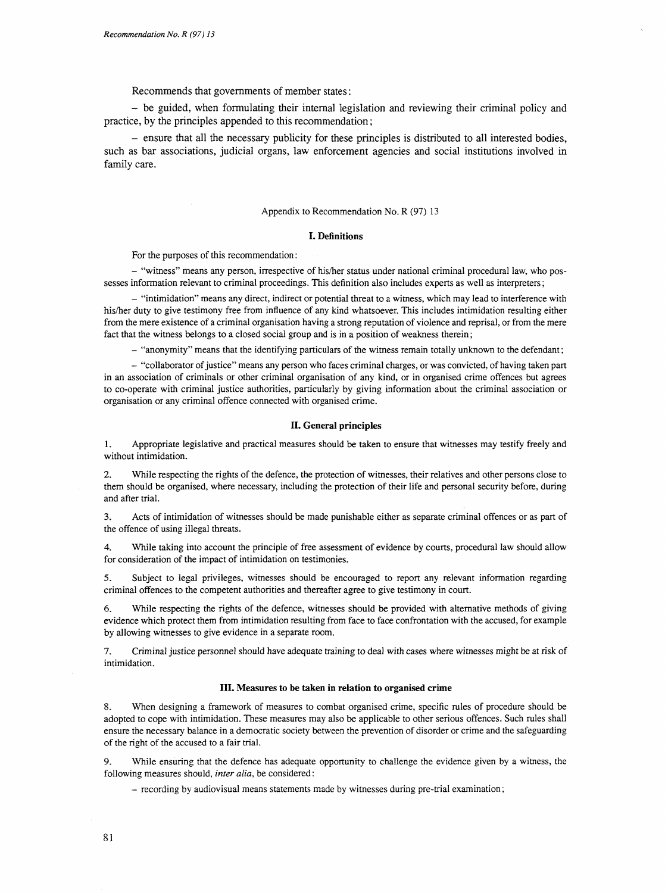Recommends that governments of member states:

– be guided, when formulating their internal legislation and reviewing their criminal policy and practice, by the principles appended to this recommendation;

– ensure that all the necessary publicity for these principles is distributed to all interested bodies, such as bar associations, judicial organs, law enforcement agencies and social institutions involved in family care.

Appendix to Recommendation No. R (97) 13

## I. Definitions

For the purposes of this recommendation:

– "witness" means any person, irrespective of his/her status under national criminal procedural law, who possesses information relevant to criminal proceedings. This definition also includes experts as well as interpreters;

– "intimidation" means any direct, indirect or potential threat to a witness, which may lead to interference with his/her duty to give testimony free from influence of any kind whatsoever. This includes intimidation resulting either from the mere existence of a criminal organisation having a strong reputation of violence and reprisal, or from the mere fact that the witness belongs to a closed social group and is in a position of weakness therein;

– "anonymity" means that the identifying particulars of the witness remain totally unknown to the defendant;

– "collaborator of justice" means any person who faces criminal charges, or was convicted, of having taken part in an association of criminals or other criminal organisation of any kind, or in organised crime offences but agrees to co-operate with criminal justice authorities, particularly by giving information about the criminal association or organisation or any criminal offence connected with organised crime.

## II. General principles

1. Appropriate legislative and practical measures should be taken to ensure that witnesses may testify freely and without intimidation.

2. While respecting the rights of the defence, the protection of witnesses, their relatives and other persons close to them should be organised, where necessary, including the protection of their life and personal security before, during and after trial.

3. Acts of intimidation of witnesses should be made punishable either as separate criminal offences or as part of the offence of using illegal threats.

4. While taking into account the principle of free assessment of evidence by courts, procedural law should allow for consideration of the impact of intimidation on testimonies.

5. Subject to legal privileges, witnesses should be encouraged to report any relevant information regarding criminal offences to the competent authorities and thereafter agree to give testimony in court.

6. While respecting the rights of the defence, witnesses should be provided with alternative methods of giving evidence which protect them from intimidation resulting from face to face confrontation with the accused, for example by allowing witnesses to give evidence in a separate room.

7. Criminal justice personnel should have adequate training to deal with cases where witnesses might be at risk of intimidation.

## III. Measures to be taken in relation to organised crime

8. When designing a framework of measures to combat organised crime, specific rules of procedure should be adopted to cope with intimidation. These measures may also be applicable to other serious offences. Such rules shall ensure the necessary balance in a democratic society between the prevention of disorder or crime and the safeguarding of the right of the accused to a fair trial.

9. While ensuring that the defence has adequate opportunity to challenge the evidence given by a witness, the following measures should, *inter alia*, be considered:

– recording by audiovisual means statements made by witnesses during pre-trial examination;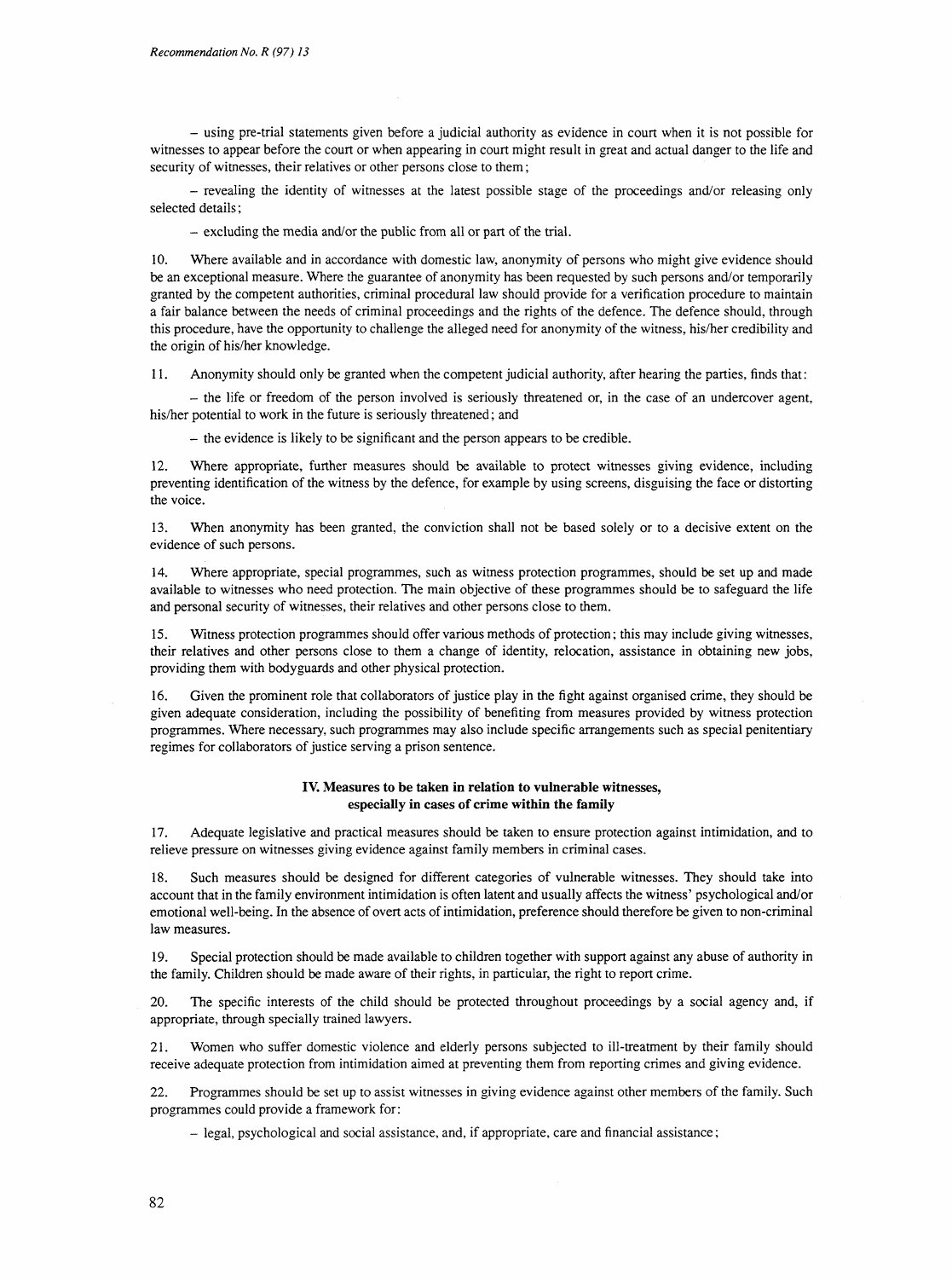– using pre-trial statements given before a judicial authority as evidence in court when it is not possible for witnesses to appear before the court or when appearing in court might result in great and actual danger to the life and security of witnesses, their relatives or other persons close to them;

– revealing the identity of witnesses at the latest possible stage of the proceedings and/or releasing only selected details;

– excluding the media and/or the public from all or part of the trial.

10. Where available and in accordance with domestic law, anonymity of persons who might give evidence should be an exceptional measure. Where the guarantee of anonymity has been requested by such persons and/or temporarily granted by the competent authorities, criminal procedural law should provide for a verification procedure to maintain a fair balance between the needs of criminal proceedings and the rights of the defence. The defence should, through this procedure, have the opportunity to challenge the alleged need for anonymity of the witness, his/her credibility and the origin of his/her knowledge.

11. Anonymity should only be granted when the competent judicial authority, after hearing the parties, finds that:

– the life or freedom of the person involved is seriously threatened or, in the case of an undercover agent, his/her potential to work in the future is seriously threatened; and

– the evidence is likely to be significant and the person appears to be credible.

12. Where appropriate, further measures should be available to protect witnesses giving evidence, including preventing identification of the witness by the defence, for example by using screens, disguising the face or distorting the voice.

13. When anonymity has been granted, the conviction shall not be based solely or to a decisive extent on the evidence of such persons.

14. Where appropriate, special programmes, such as witness protection programmes, should be set up and made available to witnesses who need protection. The main objective of these programmes should be to safeguard the life and personal security of witnesses, their relatives and other persons close to them.

15. Witness protection programmes should offer various methods of protection; this may include giving witnesses, their relatives and other persons close to them a change of identity, relocation, assistance in obtaining new jobs, providing them with bodyguards and other physical protection.

16. Given the prominent role that collaborators of justice play in the fight against organised crime, they should be given adequate consideration, including the possibility of benefiting from measures provided by witness protection programmes. Where necessary, such programmes may also include specific arrangements such as special penitentiary regimes for collaborators of justice serving a prison sentence.

### IV. Measures to be taken in relation to vulnerable witnesses, especially in cases of crime within the family

17. Adequate legislative and practical measures should be taken to ensure protection against intimidation, and to relieve pressure on witnesses giving evidence against family members in criminal cases.

18. Such measures should be designed for different categories of vulnerable witnesses. They should take into account that in the family environment intimidation is often latent and usually affects the witness' psychological and/or emotional well-being. In the absence of overt acts of intimidation, preference should therefore be given to non-criminal law measures.

19. Special protection should be made available to children together with support against any abuse of authority in the family. Children should be made aware of their rights, in particular, the right to report crime.

20. The specific interests of the child should be protected throughout proceedings by a social agency and, if appropriate, through specially trained lawyers.

21. Women who suffer domestic violence and elderly persons subjected to ill-treatment by their family should receive adequate protection from intimidation aimed at preventing them from reporting crimes and giving evidence.

22. Programmes should be set up to assist witnesses in giving evidence against other members of the family. Such programmes could provide a framework for:

– legal, psychological and social assistance, and, if appropriate, care and financial assistance;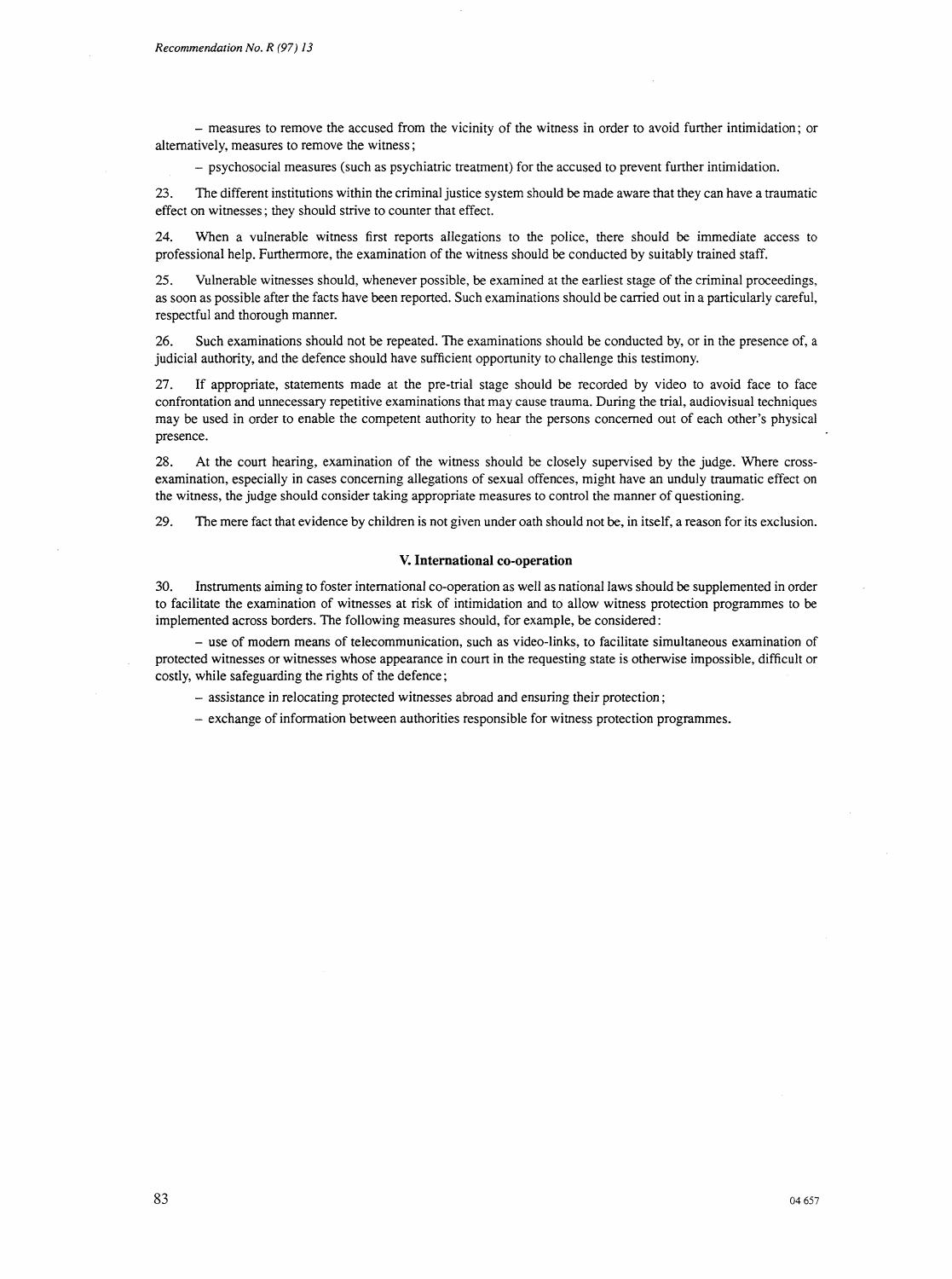– measures to remove the accused from the vicinity of the witness in order to avoid further intimidation; or alternatively, measures to remove the witness;

– psychosocial measures (such as psychiatric treatment) for the accused to prevent further intimidation.

23. The different institutions within the criminal justice system should be made aware that they can have a traumatic effect on witnesses; they should strive to counter that effect.

24. When a vulnerable witness first reports allegations to the police, there should be immediate access to professional help. Furthermore, the examination of the witness should be conducted by suitably trained staff.

25. Vulnerable witnesses should, whenever possible, be examined at the earliest stage of the criminal proceedings, as soon as possible after the facts have been reported. Such examinations should be carried out in a particularly careful, respectful and thorough manner.

26. Such examinations should not be repeated. The examinations should be conducted by, or in the presence of, a judicial authority, and the defence should have sufficient opportunity to challenge this testimony.

27. If appropriate, statements made at the pre-trial stage should be recorded by video to avoid face to face confrontation and unnecessary repetitive examinations that may cause trauma. During the trial, audiovisual techniques may be used in order to enable the competent authority to hear the persons concerned out of each other's physical presence.

28. At the court hearing, examination of the witness should be closely supervised by the judge. Where cross-examination, especially in cases concerning allegations of sexual offences, might have an unduly traumatic effect on the witness, the judge should consider taking appropriate measures to control the manner of questioning.

29. The mere fact that evidence by children is not given under oath should not be, in itself, a reason for its exclusion.

### V. International co-operation

30. Instruments aiming to foster international co-operation as well as national laws should be supplemented in order to facilitate the examination of witnesses at risk of intimidation and to allow witness protection programmes to be implemented across borders. The following measures should, for example, be considered:

– use of modern means of telecommunication, such as video-links, to facilitate simultaneous examination of protected witnesses or witnesses whose appearance in court in the requesting state is otherwise impossible, difficult or costly, while safeguarding the rights of the defence;

– assistance in relocating protected witnesses abroad and ensuring their protection;

– exchange of information between authorities responsible for witness protection programmes.